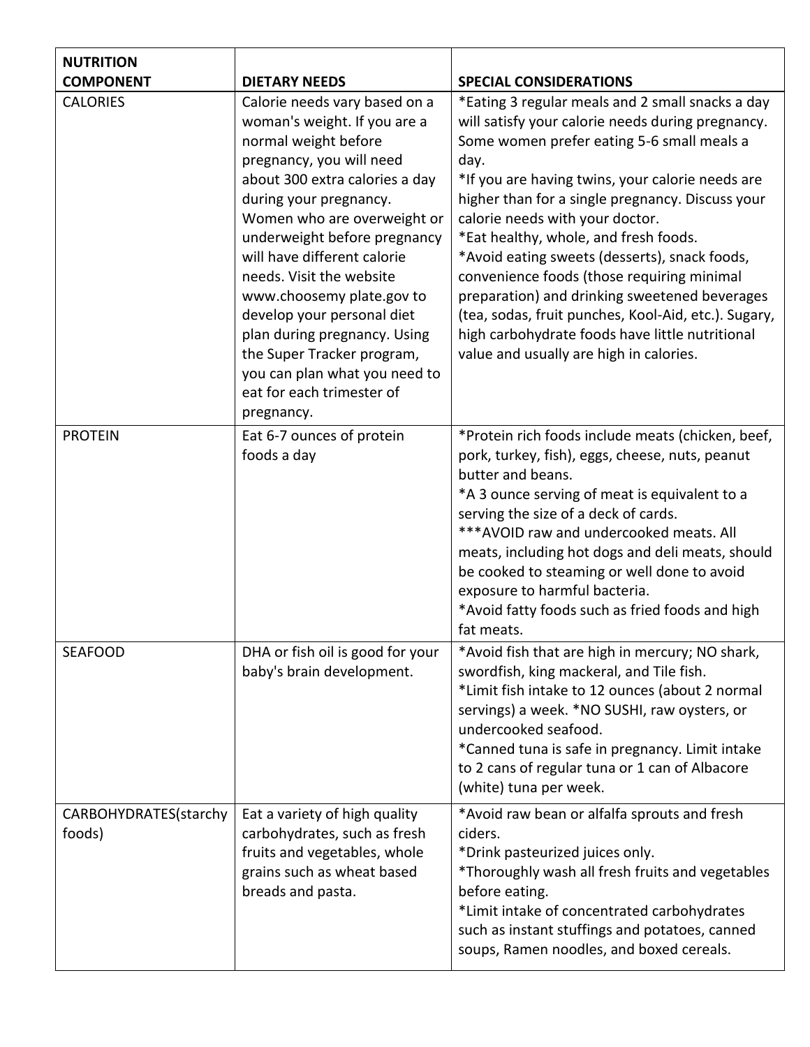| NUTRITION COMPONENT | DIETARY NEEDS | SPECIAL CONSIDERATIONS |
|---|---|---|
| CALORIES | Calorie needs vary based on a woman's weight. If you are a normal weight before pregnancy, you will need about 300 extra calories a day during your pregnancy. Women who are overweight or underweight before pregnancy will have different calorie needs. Visit the website www.choosemy plate.gov to develop your personal diet plan during pregnancy. Using the Super Tracker program, you can plan what you need to eat for each trimester of pregnancy. | *Eating 3 regular meals and 2 small snacks a day will satisfy your calorie needs during pregnancy. Some women prefer eating 5-6 small meals a day.<br>*If you are having twins, your calorie needs are higher than for a single pregnancy. Discuss your calorie needs with your doctor.<br>*Eat healthy, whole, and fresh foods.<br>*Avoid eating sweets (desserts), snack foods, convenience foods (those requiring minimal preparation) and drinking sweetened beverages (tea, sodas, fruit punches, Kool-Aid, etc.). Sugary, high carbohydrate foods have little nutritional value and usually are high in calories. |
| PROTEIN | Eat 6-7 ounces of protein foods a day | *Protein rich foods include meats (chicken, beef, pork, turkey, fish), eggs, cheese, nuts, peanut butter and beans.<br>*A 3 ounce serving of meat is equivalent to a serving the size of a deck of cards.<br>***AVOID raw and undercooked meats. All meats, including hot dogs and deli meats, should be cooked to steaming or well done to avoid exposure to harmful bacteria.<br>*Avoid fatty foods such as fried foods and high fat meats. |
| SEAFOOD | DHA or fish oil is good for your baby's brain development. | *Avoid fish that are high in mercury; NO shark, swordfish, king mackeral, and Tile fish.<br>*Limit fish intake to 12 ounces (about 2 normal servings) a week. *NO SUSHI, raw oysters, or undercooked seafood.<br>*Canned tuna is safe in pregnancy. Limit intake to 2 cans of regular tuna or 1 can of Albacore (white) tuna per week. |
| CARBOHYDRATES(starchy foods) | Eat a variety of high quality carbohydrates, such as fresh fruits and vegetables, whole grains such as wheat based breads and pasta. | *Avoid raw bean or alfalfa sprouts and fresh ciders.<br>*Drink pasteurized juices only.<br>*Thoroughly wash all fresh fruits and vegetables before eating.<br>*Limit intake of concentrated carbohydrates such as instant stuffings and potatoes, canned soups, Ramen noodles, and boxed cereals. |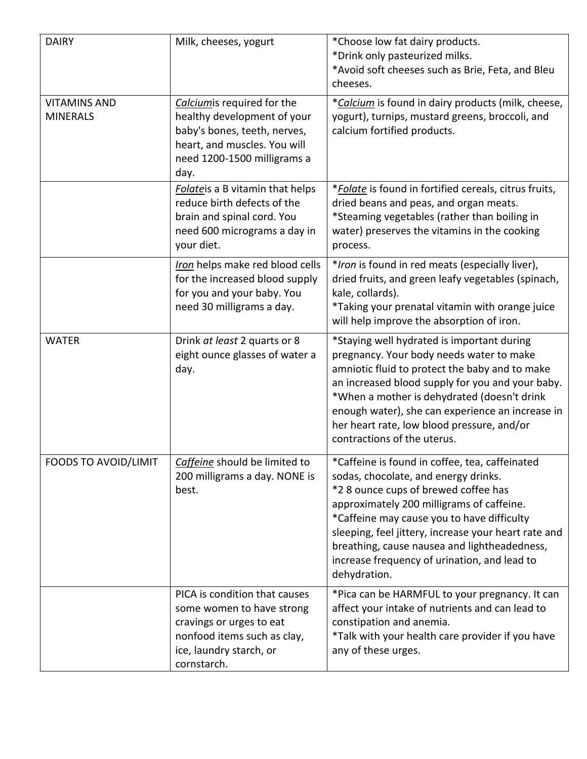| | | |
|---|---|---|
| DAIRY | Milk, cheeses, yogurt | *Choose low fat dairy products.<br>*Drink only pasteurized milks.<br>*Avoid soft cheeses such as Brie, Feta, and Bleu cheeses. |
| VITAMINS AND MINERALS | *Calcium*is required for the healthy development of your baby's bones, teeth, nerves, heart, and muscles. You will need 1200-1500 milligrams a day. | **Calcium* is found in dairy products (milk, cheese, yogurt), turnips, mustard greens, broccoli, and calcium fortified products. |
| | *Folate*is a B vitamin that helps reduce birth defects of the brain and spinal cord. You need 600 micrograms a day in your diet. | **Folate* is found in fortified cereals, citrus fruits, dried beans and peas, and organ meats.<br>*Steaming vegetables (rather than boiling in water) preserves the vitamins in the cooking process. |
| | *Iron* helps make red blood cells for the increased blood supply for you and your baby. You need 30 milligrams a day. | **Iron* is found in red meats (especially liver), dried fruits, and green leafy vegetables (spinach, kale, collards).<br>*Taking your prenatal vitamin with orange juice will help improve the absorption of iron. |
| WATER | Drink *at least* 2 quarts or 8 eight ounce glasses of water a day. | *Staying well hydrated is important during pregnancy. Your body needs water to make amniotic fluid to protect the baby and to make an increased blood supply for you and your baby.<br>*When a mother is dehydrated (doesn't drink enough water), she can experience an increase in her heart rate, low blood pressure, and/or contractions of the uterus. |
| FOODS TO AVOID/LIMIT | *Caffeine* should be limited to 200 milligrams a day. NONE is best. | *Caffeine is found in coffee, tea, caffeinated sodas, chocolate, and energy drinks.<br>*2 8 ounce cups of brewed coffee has approximately 200 milligrams of caffeine.<br>*Caffeine may cause you to have difficulty sleeping, feel jittery, increase your heart rate and breathing, cause nausea and lightheadedness, increase frequency of urination, and lead to dehydration. |
| | PICA is condition that causes some women to have strong cravings or urges to eat nonfood items such as clay, ice, laundry starch, or cornstarch. | *Pica can be HARMFUL to your pregnancy. It can affect your intake of nutrients and can lead to constipation and anemia.<br>*Talk with your health care provider if you have any of these urges. |